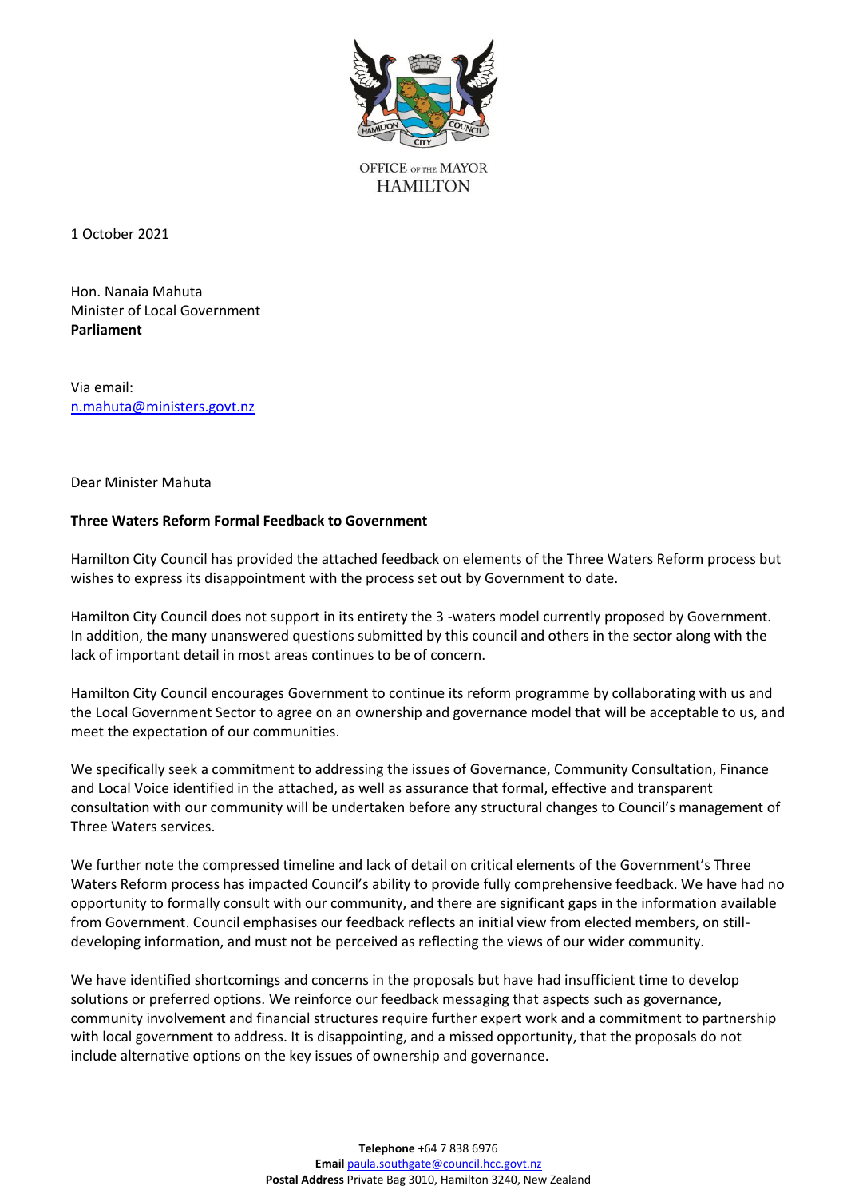OFFICE OF THE MAYOR
HAMILTON

1 October 2021

Hon. Nanaia Mahuta
Minister of Local Government
**Parliament**

Via email:
n.mahuta@ministers.govt.nz

Dear Minister Mahuta

**Three Waters Reform Formal Feedback to Government**

Hamilton City Council has provided the attached feedback on elements of the Three Waters Reform process but wishes to express its disappointment with the process set out by Government to date.

Hamilton City Council does not support in its entirety the 3 -waters model currently proposed by Government. In addition, the many unanswered questions submitted by this council and others in the sector along with the lack of important detail in most areas continues to be of concern.

Hamilton City Council encourages Government to continue its reform programme by collaborating with us and the Local Government Sector to agree on an ownership and governance model that will be acceptable to us, and meet the expectation of our communities.

We specifically seek a commitment to addressing the issues of Governance, Community Consultation, Finance and Local Voice identified in the attached, as well as assurance that formal, effective and transparent consultation with our community will be undertaken before any structural changes to Council's management of Three Waters services.

We further note the compressed timeline and lack of detail on critical elements of the Government's Three Waters Reform process has impacted Council's ability to provide fully comprehensive feedback. We have had no opportunity to formally consult with our community, and there are significant gaps in the information available from Government. Council emphasises our feedback reflects an initial view from elected members, on still-developing information, and must not be perceived as reflecting the views of our wider community.

We have identified shortcomings and concerns in the proposals but have had insufficient time to develop solutions or preferred options. We reinforce our feedback messaging that aspects such as governance, community involvement and financial structures require further expert work and a commitment to partnership with local government to address. It is disappointing, and a missed opportunity, that the proposals do not include alternative options on the key issues of ownership and governance.

**Telephone** +64 7 838 6976
**Email** paula.southgate@council.hcc.govt.nz
**Postal Address** Private Bag 3010, Hamilton 3240, New Zealand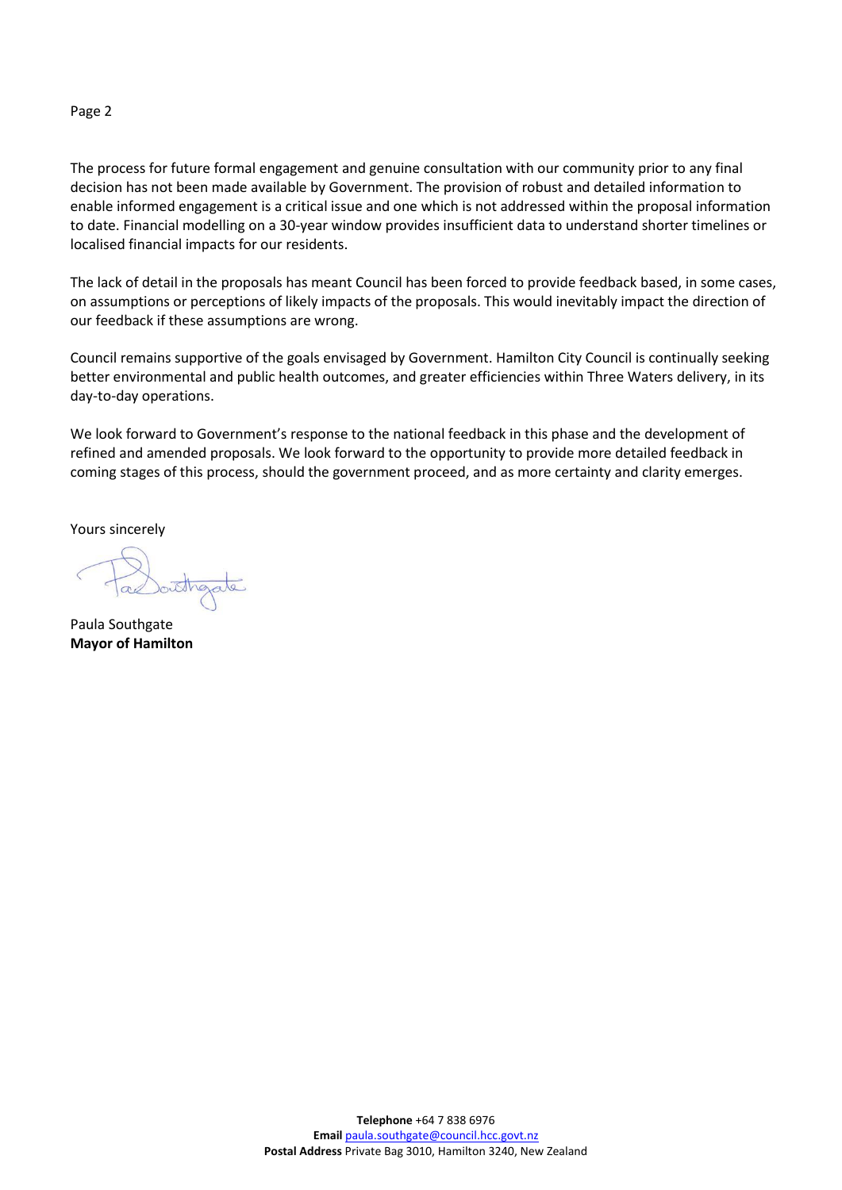The process for future formal engagement and genuine consultation with our community prior to any final decision has not been made available by Government. The provision of robust and detailed information to enable informed engagement is a critical issue and one which is not addressed within the proposal information to date. Financial modelling on a 30-year window provides insufficient data to understand shorter timelines or localised financial impacts for our residents.

The lack of detail in the proposals has meant Council has been forced to provide feedback based, in some cases, on assumptions or perceptions of likely impacts of the proposals. This would inevitably impact the direction of our feedback if these assumptions are wrong.

Council remains supportive of the goals envisaged by Government. Hamilton City Council is continually seeking better environmental and public health outcomes, and greater efficiencies within Three Waters delivery, in its day-to-day operations.

We look forward to Government's response to the national feedback in this phase and the development of refined and amended proposals. We look forward to the opportunity to provide more detailed feedback in coming stages of this process, should the government proceed, and as more certainty and clarity emerges.

Yours sincerely

Paula Southgate
**Mayor of Hamilton**

**Telephone** +64 7 838 6976
**Email** paula.southgate@council.hcc.govt.nz
**Postal Address** Private Bag 3010, Hamilton 3240, New Zealand